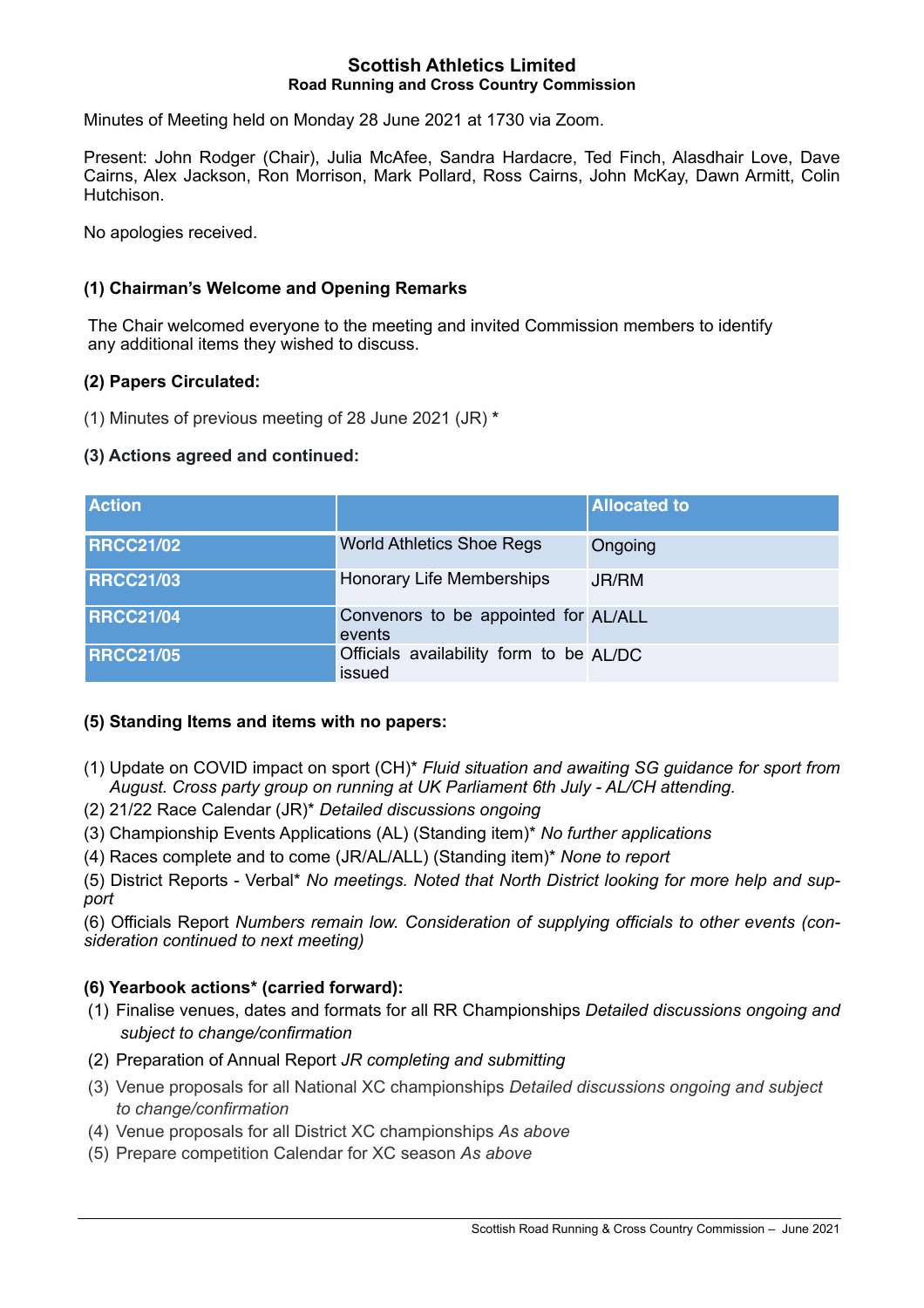# Scottish Athletics Limited

## Road Running and Cross Country Commission

Minutes of Meeting held on Monday 28 June 2021 at 1730 via Zoom.

Present: John Rodger (Chair), Julia McAfee, Sandra Hardacre, Ted Finch, Alasdhair Love, Dave Cairns, Alex Jackson, Ron Morrison, Mark Pollard, Ross Cairns, John McKay, Dawn Armitt, Colin Hutchison.

No apologies received.

### (1) Chairman's Welcome and Opening Remarks

The Chair welcomed everyone to the meeting and invited Commission members to identify any additional items they wished to discuss.

### (2) Papers Circulated:

(1) Minutes of previous meeting of 28 June 2021 (JR) *

### (3) Actions agreed and continued:

| Action | | Allocated to |
|---|---|---|
| RRCC21/02 | World Athletics Shoe Regs | Ongoing |
| RRCC21/03 | Honorary Life Memberships | JR/RM |
| RRCC21/04 | Convenors to be appointed for events | AL/ALL |
| RRCC21/05 | Officials availability form to be issued | AL/DC |

### (5) Standing Items and items with no papers:

(1) Update on COVID impact on sport (CH)* *Fluid situation and awaiting SG guidance for sport from August. Cross party group on running at UK Parliament 6th July - AL/CH attending.*

(2) 21/22 Race Calendar (JR)* *Detailed discussions ongoing*

(3) Championship Events Applications (AL) (Standing item)* *No further applications*

(4) Races complete and to come (JR/AL/ALL) (Standing item)* *None to report*

(5) District Reports - Verbal* *No meetings. Noted that North District looking for more help and support*

(6) Officials Report *Numbers remain low. Consideration of supplying officials to other events (consideration continued to next meeting)*

### (6) Yearbook actions* (carried forward):

1. Finalise venues, dates and formats for all RR Championships *Detailed discussions ongoing and subject to change/confirmation*
2. Preparation of Annual Report *JR completing and submitting*
3. Venue proposals for all National XC championships *Detailed discussions ongoing and subject to change/confirmation*
4. Venue proposals for all District XC championships *As above*
5. Prepare competition Calendar for XC season *As above*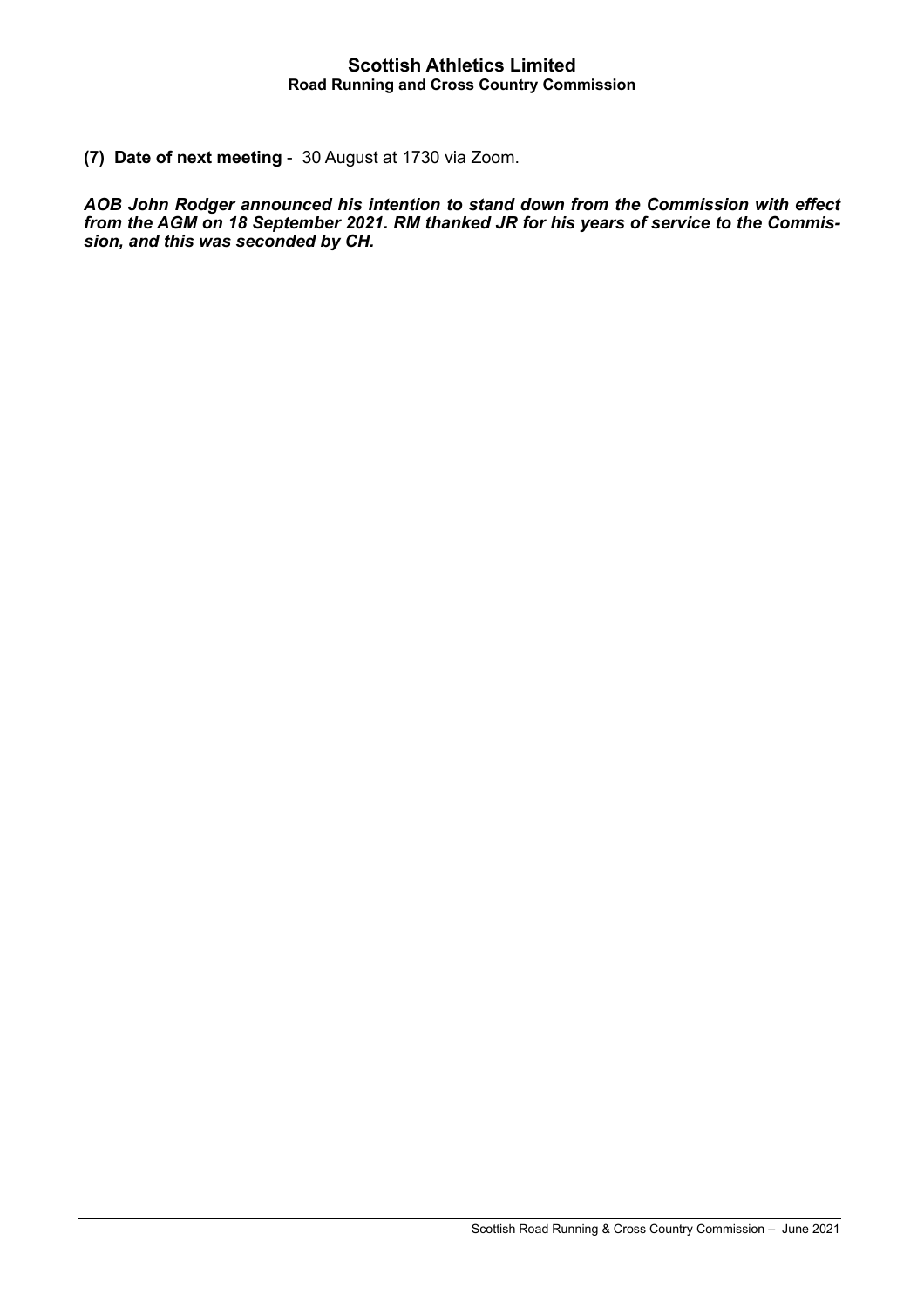**(7) Date of next meeting** - 30 August at 1730 via Zoom.

***AOB John Rodger announced his intention to stand down from the Commission with effect from the AGM on 18 September 2021. RM thanked JR for his years of service to the Commission, and this was seconded by CH.***